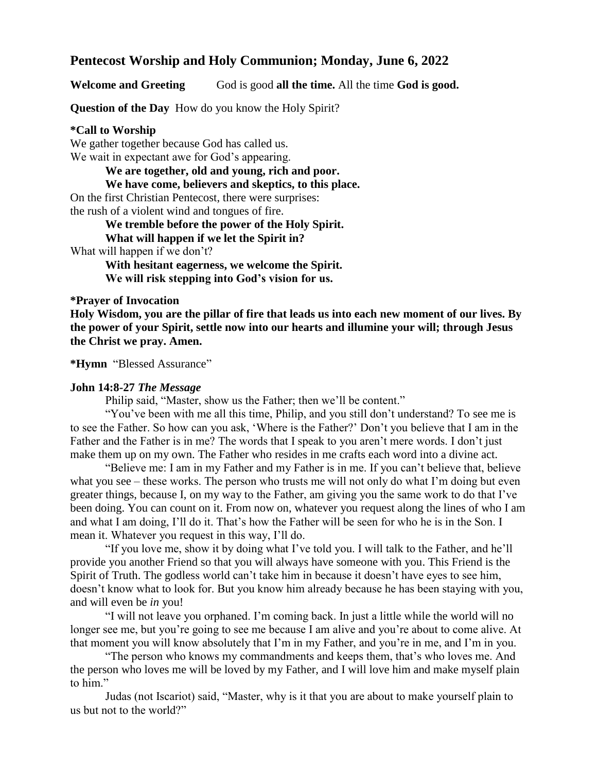## Pentecost Worship and Holy Communion; Monday, June 6, 2022

**Welcome and Greeting** God is good **all the time.** All the time **God is good.**

**Question of the Day** How do you know the Holy Spirit?

**\*Call to Worship**

We gather together because God has called us.
We wait in expectant awe for God's appearing.

**We are together, old and young, rich and poor.**
**We have come, believers and skeptics, to this place.**

On the first Christian Pentecost, there were surprises:
the rush of a violent wind and tongues of fire.

**We tremble before the power of the Holy Spirit.**
**What will happen if we let the Spirit in?**

What will happen if we don't?

**With hesitant eagerness, we welcome the Spirit.**
**We will risk stepping into God's vision for us.**

**\*Prayer of Invocation**

**Holy Wisdom, you are the pillar of fire that leads us into each new moment of our lives. By the power of your Spirit, settle now into our hearts and illumine your will; through Jesus the Christ we pray. Amen.**

**\*Hymn** "Blessed Assurance"

**John 14:8-27** ***The Message***

Philip said, "Master, show us the Father; then we'll be content."

"You've been with me all this time, Philip, and you still don't understand? To see me is to see the Father. So how can you ask, 'Where is the Father?' Don't you believe that I am in the Father and the Father is in me? The words that I speak to you aren't mere words. I don't just make them up on my own. The Father who resides in me crafts each word into a divine act.

"Believe me: I am in my Father and my Father is in me. If you can't believe that, believe what you see – these works. The person who trusts me will not only do what I'm doing but even greater things, because I, on my way to the Father, am giving you the same work to do that I've been doing. You can count on it. From now on, whatever you request along the lines of who I am and what I am doing, I'll do it. That's how the Father will be seen for who he is in the Son. I mean it. Whatever you request in this way, I'll do.

"If you love me, show it by doing what I've told you. I will talk to the Father, and he'll provide you another Friend so that you will always have someone with you. This Friend is the Spirit of Truth. The godless world can't take him in because it doesn't have eyes to see him, doesn't know what to look for. But you know him already because he has been staying with you, and will even be *in* you!

"I will not leave you orphaned. I'm coming back. In just a little while the world will no longer see me, but you're going to see me because I am alive and you're about to come alive. At that moment you will know absolutely that I'm in my Father, and you're in me, and I'm in you.

"The person who knows my commandments and keeps them, that's who loves me. And the person who loves me will be loved by my Father, and I will love him and make myself plain to him."

Judas (not Iscariot) said, "Master, why is it that you are about to make yourself plain to us but not to the world?"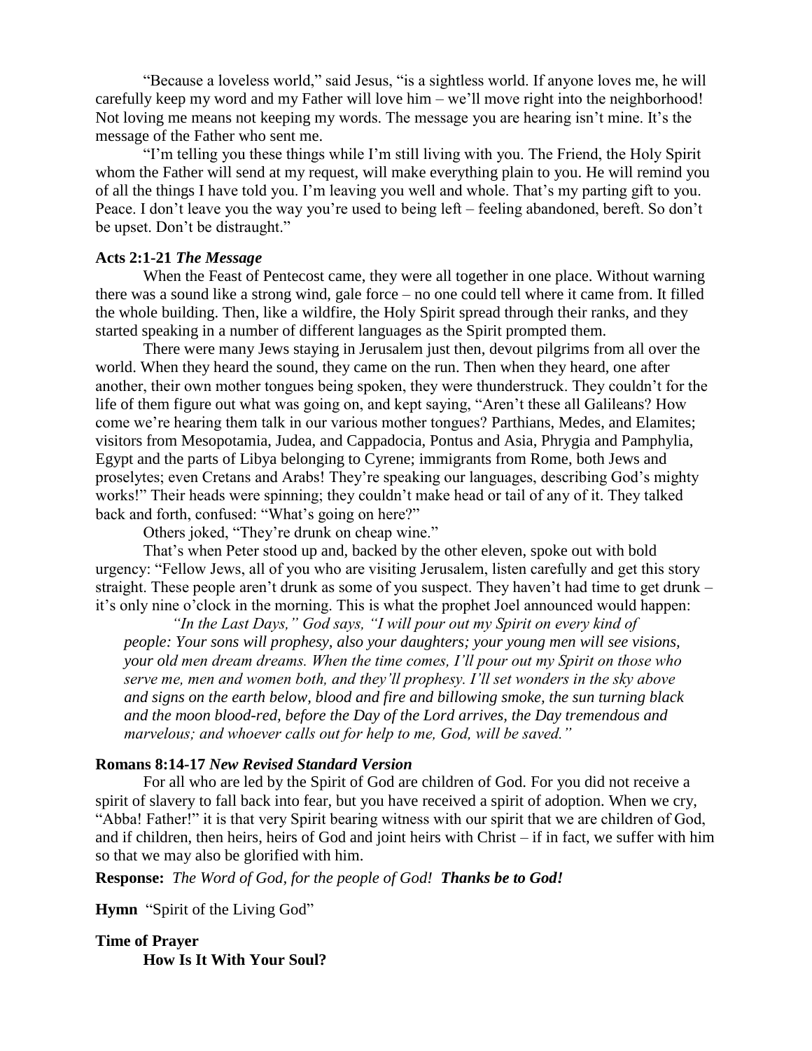"Because a loveless world," said Jesus, "is a sightless world. If anyone loves me, he will carefully keep my word and my Father will love him – we'll move right into the neighborhood! Not loving me means not keeping my words. The message you are hearing isn't mine. It's the message of the Father who sent me.

"I'm telling you these things while I'm still living with you. The Friend, the Holy Spirit whom the Father will send at my request, will make everything plain to you. He will remind you of all the things I have told you. I'm leaving you well and whole. That's my parting gift to you. Peace. I don't leave you the way you're used to being left – feeling abandoned, bereft. So don't be upset. Don't be distraught."

**Acts 2:1-21** ***The Message***

When the Feast of Pentecost came, they were all together in one place. Without warning there was a sound like a strong wind, gale force – no one could tell where it came from. It filled the whole building. Then, like a wildfire, the Holy Spirit spread through their ranks, and they started speaking in a number of different languages as the Spirit prompted them.

There were many Jews staying in Jerusalem just then, devout pilgrims from all over the world. When they heard the sound, they came on the run. Then when they heard, one after another, their own mother tongues being spoken, they were thunderstruck. They couldn't for the life of them figure out what was going on, and kept saying, "Aren't these all Galileans? How come we're hearing them talk in our various mother tongues? Parthians, Medes, and Elamites; visitors from Mesopotamia, Judea, and Cappadocia, Pontus and Asia, Phrygia and Pamphylia, Egypt and the parts of Libya belonging to Cyrene; immigrants from Rome, both Jews and proselytes; even Cretans and Arabs! They're speaking our languages, describing God's mighty works!" Their heads were spinning; they couldn't make head or tail of any of it. They talked back and forth, confused: "What's going on here?"

Others joked, "They're drunk on cheap wine."

That's when Peter stood up and, backed by the other eleven, spoke out with bold urgency: "Fellow Jews, all of you who are visiting Jerusalem, listen carefully and get this story straight. These people aren't drunk as some of you suspect. They haven't had time to get drunk – it's only nine o'clock in the morning. This is what the prophet Joel announced would happen:

> *"In the Last Days," God says, "I will pour out my Spirit on every kind of people: Your sons will prophesy, also your daughters; your young men will see visions, your old men dream dreams. When the time comes, I'll pour out my Spirit on those who serve me, men and women both, and they'll prophesy. I'll set wonders in the sky above and signs on the earth below, blood and fire and billowing smoke, the sun turning black and the moon blood-red, before the Day of the Lord arrives, the Day tremendous and marvelous; and whoever calls out for help to me, God, will be saved."*

**Romans 8:14-17** ***New Revised Standard Version***

For all who are led by the Spirit of God are children of God. For you did not receive a spirit of slavery to fall back into fear, but you have received a spirit of adoption. When we cry, "Abba! Father!" it is that very Spirit bearing witness with our spirit that we are children of God, and if children, then heirs, heirs of God and joint heirs with Christ – if in fact, we suffer with him so that we may also be glorified with him.

**Response:** *The Word of God, for the people of God!* ***Thanks be to God!***

**Hymn** "Spirit of the Living God"

**Time of Prayer**

**How Is It With Your Soul?**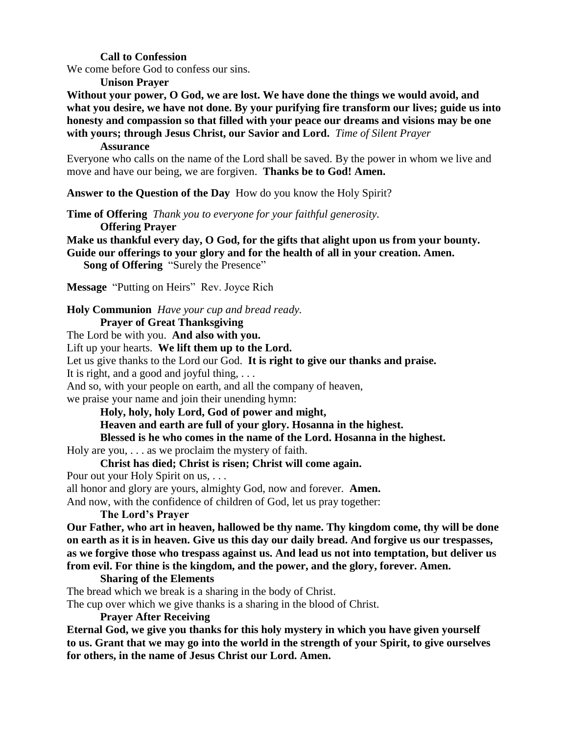**Call to Confession**

We come before God to confess our sins.

**Unison Prayer**

**Without your power, O God, we are lost. We have done the things we would avoid, and what you desire, we have not done. By your purifying fire transform our lives; guide us into honesty and compassion so that filled with your peace our dreams and visions may be one with yours; through Jesus Christ, our Savior and Lord.** *Time of Silent Prayer*

**Assurance**

Everyone who calls on the name of the Lord shall be saved. By the power in whom we live and move and have our being, we are forgiven. **Thanks be to God! Amen.**

**Answer to the Question of the Day** How do you know the Holy Spirit?

**Time of Offering** *Thank you to everyone for your faithful generosity.*

**Offering Prayer**

**Make us thankful every day, O God, for the gifts that alight upon us from your bounty. Guide our offerings to your glory and for the health of all in your creation. Amen.**

**Song of Offering** "Surely the Presence"

**Message** "Putting on Heirs" Rev. Joyce Rich

**Holy Communion** *Have your cup and bread ready.*

**Prayer of Great Thanksgiving**

The Lord be with you. **And also with you.**
Lift up your hearts. **We lift them up to the Lord.**
Let us give thanks to the Lord our God. **It is right to give our thanks and praise.**
It is right, and a good and joyful thing, . . .
And so, with your people on earth, and all the company of heaven,
we praise your name and join their unending hymn:

**Holy, holy, holy Lord, God of power and might,**
**Heaven and earth are full of your glory. Hosanna in the highest.**
**Blessed is he who comes in the name of the Lord. Hosanna in the highest.**

Holy are you, . . . as we proclaim the mystery of faith.

**Christ has died; Christ is risen; Christ will come again.**

Pour out your Holy Spirit on us, . . .
all honor and glory are yours, almighty God, now and forever. **Amen.**
And now, with the confidence of children of God, let us pray together:

**The Lord's Prayer**

**Our Father, who art in heaven, hallowed be thy name. Thy kingdom come, thy will be done on earth as it is in heaven. Give us this day our daily bread. And forgive us our trespasses, as we forgive those who trespass against us. And lead us not into temptation, but deliver us from evil. For thine is the kingdom, and the power, and the glory, forever. Amen.**

**Sharing of the Elements**

The bread which we break is a sharing in the body of Christ.
The cup over which we give thanks is a sharing in the blood of Christ.

**Prayer After Receiving**

**Eternal God, we give you thanks for this holy mystery in which you have given yourself to us. Grant that we may go into the world in the strength of your Spirit, to give ourselves for others, in the name of Jesus Christ our Lord. Amen.**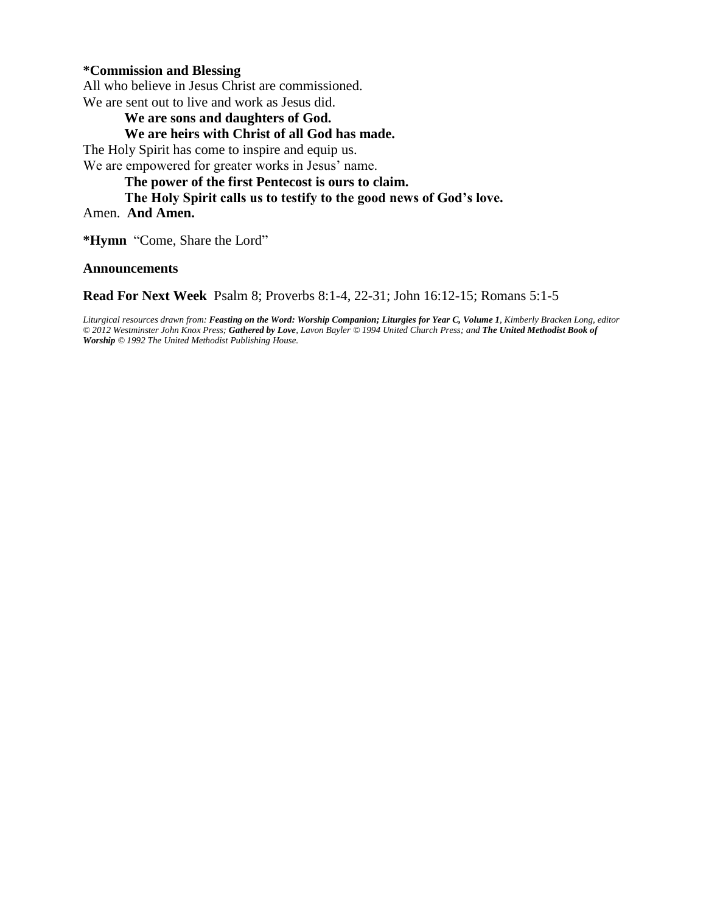**\*Commission and Blessing**
All who believe in Jesus Christ are commissioned.
We are sent out to live and work as Jesus did.

> **We are sons and daughters of God.**
> **We are heirs with Christ of all God has made.**

The Holy Spirit has come to inspire and equip us.
We are empowered for greater works in Jesus' name.

> **The power of the first Pentecost is ours to claim.**
> **The Holy Spirit calls us to testify to the good news of God's love.**

Amen. **And Amen.**

**\*Hymn** "Come, Share the Lord"

**Announcements**

**Read For Next Week** Psalm 8; Proverbs 8:1-4, 22-31; John 16:12-15; Romans 5:1-5

*Liturgical resources drawn from: **Feasting on the Word: Worship Companion; Liturgies for Year C, Volume 1**, Kimberly Bracken Long, editor © 2012 Westminster John Knox Press; **Gathered by Love**, Lavon Bayler © 1994 United Church Press; and **The United Methodist Book of Worship** © 1992 The United Methodist Publishing House.*